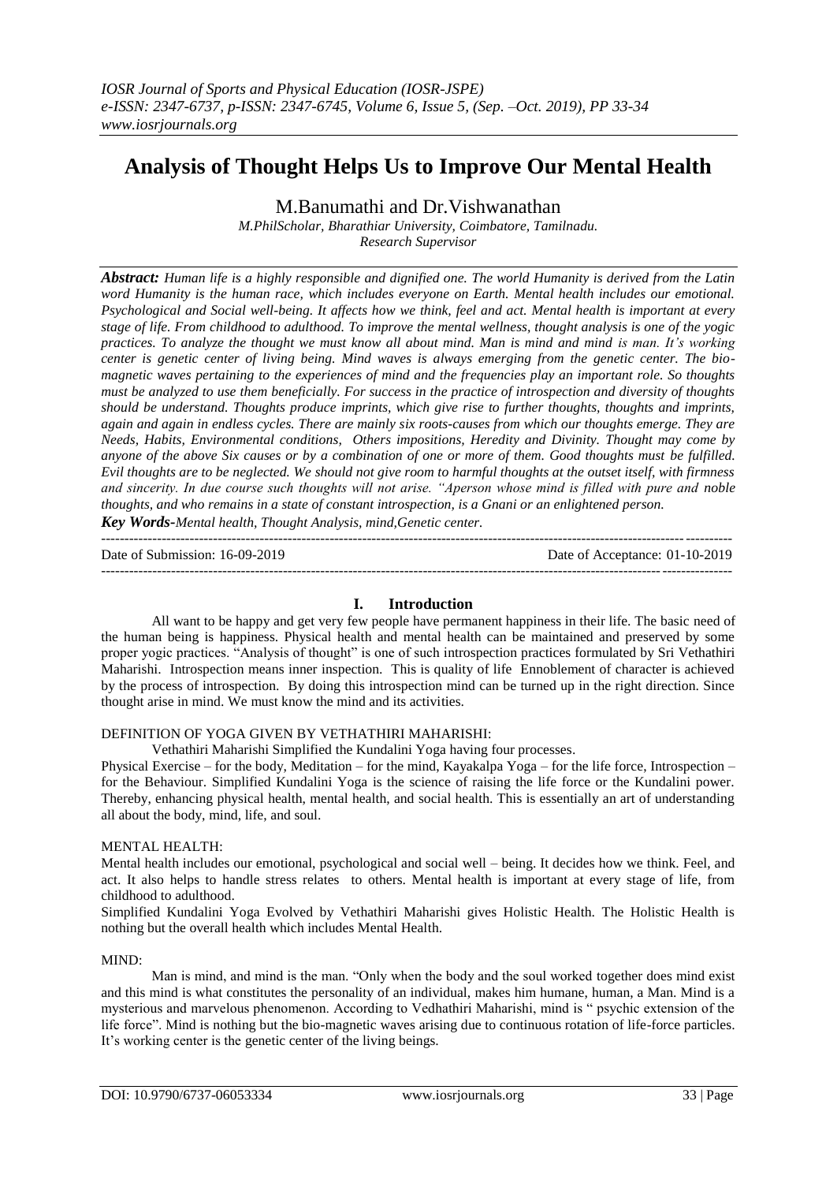# Analysis of Thought Helps Us to Improve Our Mental Health

M.Banumathi and Dr.Vishwanathan

*M.PhilScholar, Bharathiar University, Coimbatore, Tamilnadu.*
*Research Supervisor*

***Abstract:*** *Human life is a highly responsible and dignified one. The world Humanity is derived from the Latin word Humanity is the human race, which includes everyone on Earth. Mental health includes our emotional. Psychological and Social well-being. It affects how we think, feel and act. Mental health is important at every stage of life. From childhood to adulthood. To improve the mental wellness, thought analysis is one of the yogic practices. To analyze the thought we must know all about mind. Man is mind and mind is man. It's working center is genetic center of living being. Mind waves is always emerging from the genetic center. The bio-magnetic waves pertaining to the experiences of mind and the frequencies play an important role. So thoughts must be analyzed to use them beneficially. For success in the practice of introspection and diversity of thoughts should be understand. Thoughts produce imprints, which give rise to further thoughts, thoughts and imprints, again and again in endless cycles. There are mainly six roots-causes from which our thoughts emerge. They are Needs, Habits, Environmental conditions, Others impositions, Heredity and Divinity. Thought may come by anyone of the above Six causes or by a combination of one or more of them. Good thoughts must be fulfilled. Evil thoughts are to be neglected. We should not give room to harmful thoughts at the outset itself, with firmness and sincerity. In due course such thoughts will not arise. "Aperson whose mind is filled with pure and noble thoughts, and who remains in a state of constant introspection, is a Gnani or an enlightened person.*

***Key Words-****Mental health, Thought Analysis, mind,Genetic center.*

---

Date of Submission: 16-09-2019 Date of Acceptance: 01-10-2019

---

## I. Introduction

All want to be happy and get very few people have permanent happiness in their life. The basic need of the human being is happiness. Physical health and mental health can be maintained and preserved by some proper yogic practices. "Analysis of thought" is one of such introspection practices formulated by Sri Vethathiri Maharishi. Introspection means inner inspection. This is quality of life Ennoblement of character is achieved by the process of introspection. By doing this introspection mind can be turned up in the right direction. Since thought arise in mind. We must know the mind and its activities.

### DEFINITION OF YOGA GIVEN BY VETHATHIRI MAHARISHI:

Vethathiri Maharishi Simplified the Kundalini Yoga having four processes.

Physical Exercise – for the body, Meditation – for the mind, Kayakalpa Yoga – for the life force, Introspection – for the Behaviour. Simplified Kundalini Yoga is the science of raising the life force or the Kundalini power. Thereby, enhancing physical health, mental health, and social health. This is essentially an art of understanding all about the body, mind, life, and soul.

### MENTAL HEALTH:

Mental health includes our emotional, psychological and social well – being. It decides how we think. Feel, and act. It also helps to handle stress relates to others. Mental health is important at every stage of life, from childhood to adulthood.

Simplified Kundalini Yoga Evolved by Vethathiri Maharishi gives Holistic Health. The Holistic Health is nothing but the overall health which includes Mental Health.

### MIND:

Man is mind, and mind is the man. "Only when the body and the soul worked together does mind exist and this mind is what constitutes the personality of an individual, makes him humane, human, a Man. Mind is a mysterious and marvelous phenomenon. According to Vedhathiri Maharishi, mind is " psychic extension of the life force". Mind is nothing but the bio-magnetic waves arising due to continuous rotation of life-force particles. It's working center is the genetic center of the living beings.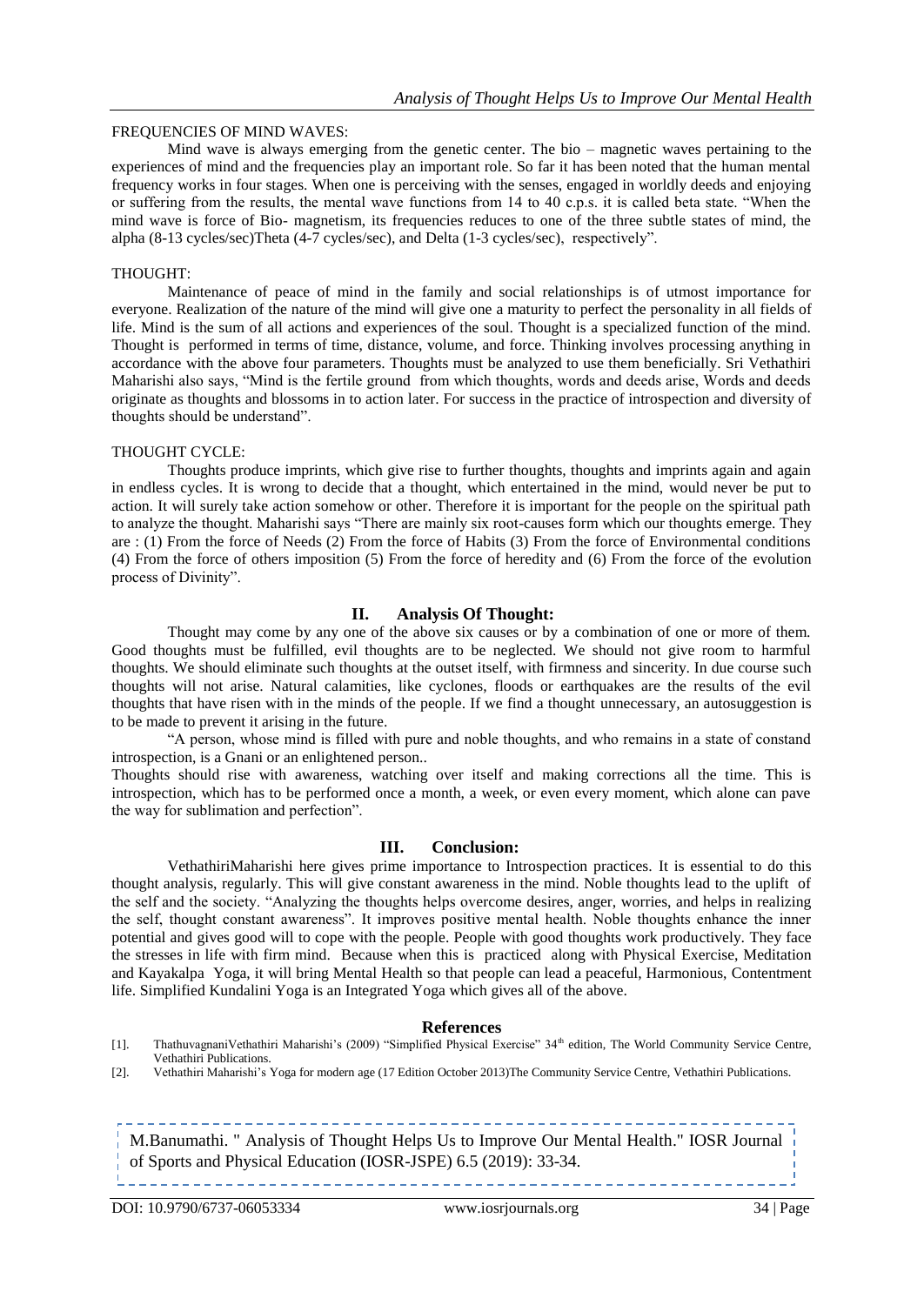FREQUENCIES OF MIND WAVES:

Mind wave is always emerging from the genetic center. The bio – magnetic waves pertaining to the experiences of mind and the frequencies play an important role. So far it has been noted that the human mental frequency works in four stages. When one is perceiving with the senses, engaged in worldly deeds and enjoying or suffering from the results, the mental wave functions from 14 to 40 c.p.s. it is called beta state. "When the mind wave is force of Bio- magnetism, its frequencies reduces to one of the three subtle states of mind, the alpha (8-13 cycles/sec)Theta (4-7 cycles/sec), and Delta (1-3 cycles/sec), respectively".

THOUGHT:

Maintenance of peace of mind in the family and social relationships is of utmost importance for everyone. Realization of the nature of the mind will give one a maturity to perfect the personality in all fields of life. Mind is the sum of all actions and experiences of the soul. Thought is a specialized function of the mind. Thought is performed in terms of time, distance, volume, and force. Thinking involves processing anything in accordance with the above four parameters. Thoughts must be analyzed to use them beneficially. Sri Vethathiri Maharishi also says, "Mind is the fertile ground from which thoughts, words and deeds arise, Words and deeds originate as thoughts and blossoms in to action later. For success in the practice of introspection and diversity of thoughts should be understand".

THOUGHT CYCLE:

Thoughts produce imprints, which give rise to further thoughts, thoughts and imprints again and again in endless cycles. It is wrong to decide that a thought, which entertained in the mind, would never be put to action. It will surely take action somehow or other. Therefore it is important for the people on the spiritual path to analyze the thought. Maharishi says "There are mainly six root-causes form which our thoughts emerge. They are : (1) From the force of Needs (2) From the force of Habits (3) From the force of Environmental conditions (4) From the force of others imposition (5) From the force of heredity and (6) From the force of the evolution process of Divinity".

## II. Analysis Of Thought:

Thought may come by any one of the above six causes or by a combination of one or more of them. Good thoughts must be fulfilled, evil thoughts are to be neglected. We should not give room to harmful thoughts. We should eliminate such thoughts at the outset itself, with firmness and sincerity. In due course such thoughts will not arise. Natural calamities, like cyclones, floods or earthquakes are the results of the evil thoughts that have risen with in the minds of the people. If we find a thought unnecessary, an autosuggestion is to be made to prevent it arising in the future.

"A person, whose mind is filled with pure and noble thoughts, and who remains in a state of constand introspection, is a Gnani or an enlightened person..

Thoughts should rise with awareness, watching over itself and making corrections all the time. This is introspection, which has to be performed once a month, a week, or even every moment, which alone can pave the way for sublimation and perfection".

## III. Conclusion:

VethathiriMaharishi here gives prime importance to Introspection practices. It is essential to do this thought analysis, regularly. This will give constant awareness in the mind. Noble thoughts lead to the uplift of the self and the society. "Analyzing the thoughts helps overcome desires, anger, worries, and helps in realizing the self, thought constant awareness". It improves positive mental health. Noble thoughts enhance the inner potential and gives good will to cope with the people. People with good thoughts work productively. They face the stresses in life with firm mind. Because when this is practiced along with Physical Exercise, Meditation and Kayakalpa Yoga, it will bring Mental Health so that people can lead a peaceful, Harmonious, Contentment life. Simplified Kundalini Yoga is an Integrated Yoga which gives all of the above.

## References

[1]. ThathuvagnaniVethathiri Maharishi's (2009) "Simplified Physical Exercise" 34th edition, The World Community Service Centre, Vethathiri Publications.

[2]. Vethathiri Maharishi's Yoga for modern age (17 Edition October 2013)The Community Service Centre, Vethathiri Publications.

M.Banumathi. " Analysis of Thought Helps Us to Improve Our Mental Health." IOSR Journal of Sports and Physical Education (IOSR-JSPE) 6.5 (2019): 33-34.